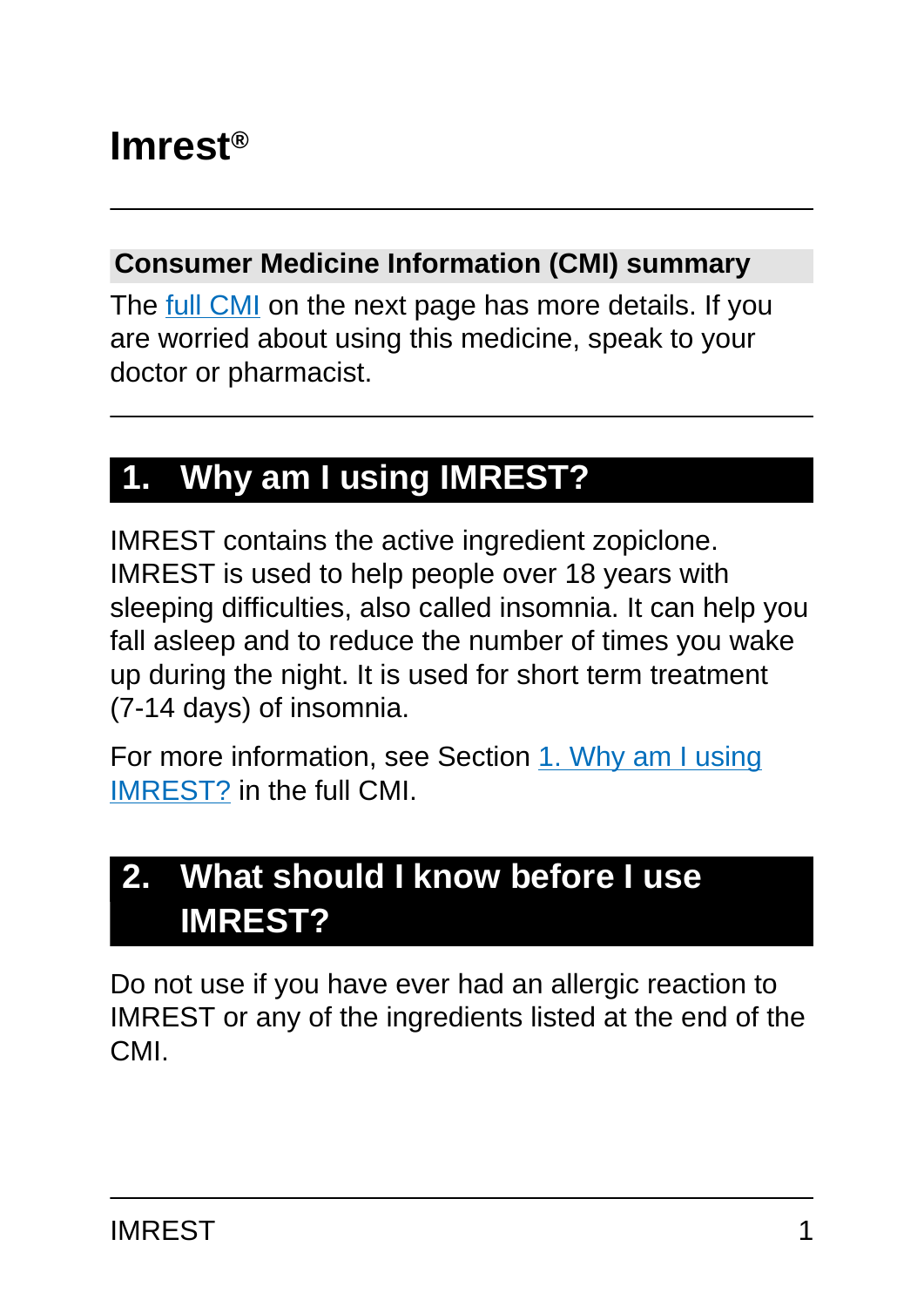# Imrest®

## Consumer Medicine Information (CMI) summary

The full CMI on the next page has more details. If you are worried about using this medicine, speak to your doctor or pharmacist.

## 1. Why am I using IMREST?

IMREST contains the active ingredient zopiclone. IMREST is used to help people over 18 years with sleeping difficulties, also called insomnia. It can help you fall asleep and to reduce the number of times you wake up during the night. It is used for short term treatment (7-14 days) of insomnia.

For more information, see Section 1. Why am I using IMREST? in the full CMI.

## 2. What should I know before I use IMREST?

Do not use if you have ever had an allergic reaction to IMREST or any of the ingredients listed at the end of the CMI.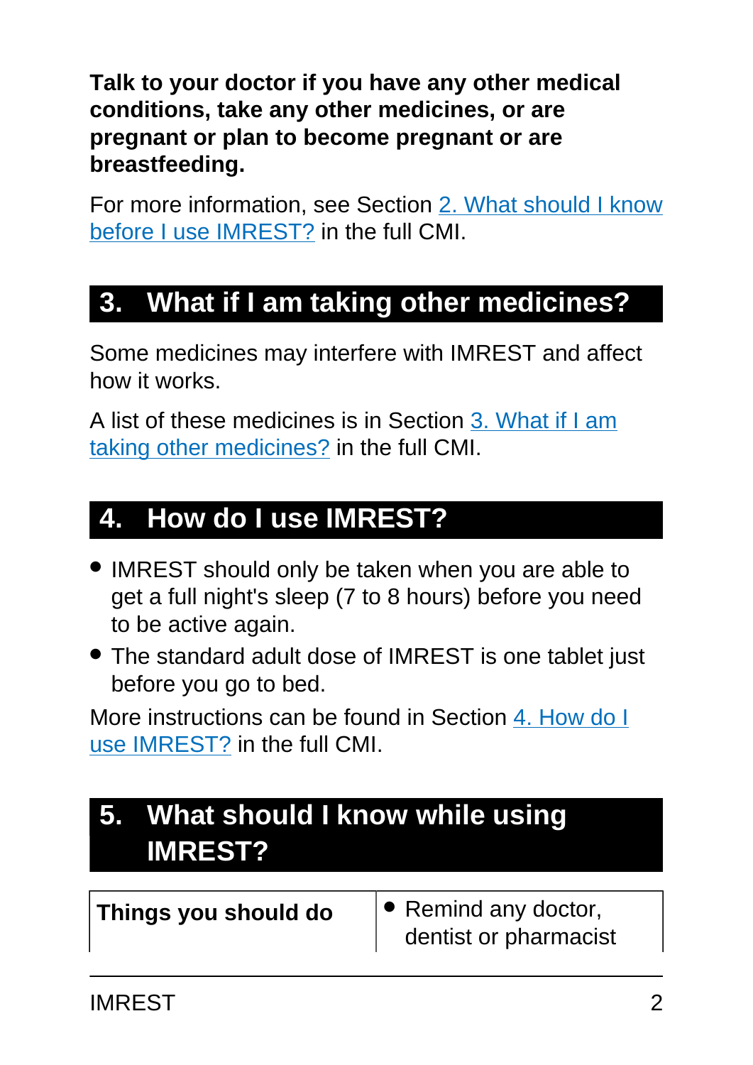**Talk to your doctor if you have any other medical conditions, take any other medicines, or are pregnant or plan to become pregnant or are breastfeeding.**

For more information, see Section 2. What should I know before I use IMREST? in the full CMI.

## 3. What if I am taking other medicines?

Some medicines may interfere with IMREST and affect how it works.

A list of these medicines is in Section 3. What if I am taking other medicines? in the full CMI.

## 4. How do I use IMREST?

- IMREST should only be taken when you are able to get a full night's sleep (7 to 8 hours) before you need to be active again.
- The standard adult dose of IMREST is one tablet just before you go to bed.

More instructions can be found in Section 4. How do I use IMREST? in the full CMI.

## 5. What should I know while using IMREST?

| Things you should do | • Remind any doctor, dentist or pharmacist |
|---|---|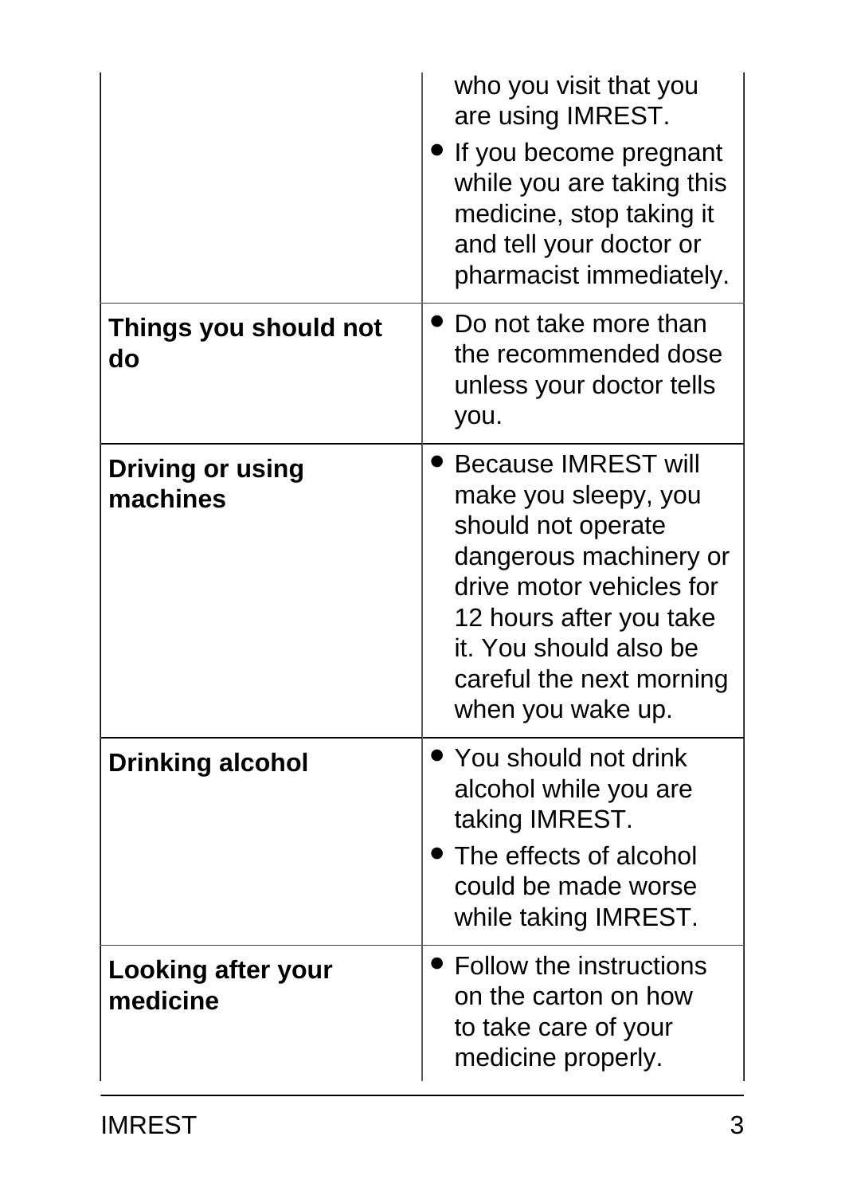| | |
|---|---|
| | who you visit that you are using IMREST.<br>• If you become pregnant while you are taking this medicine, stop taking it and tell your doctor or pharmacist immediately. |
| **Things you should not do** | • Do not take more than the recommended dose unless your doctor tells you. |
| **Driving or using machines** | • Because IMREST will make you sleepy, you should not operate dangerous machinery or drive motor vehicles for 12 hours after you take it. You should also be careful the next morning when you wake up. |
| **Drinking alcohol** | • You should not drink alcohol while you are taking IMREST.<br>• The effects of alcohol could be made worse while taking IMREST. |
| **Looking after your medicine** | • Follow the instructions on the carton on how to take care of your medicine properly. |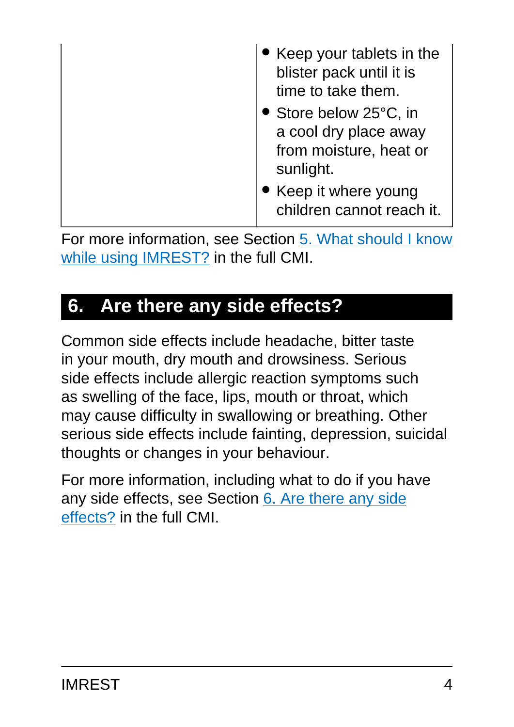| | |
|---|---|
| | • Keep your tablets in the blister pack until it is time to take them.<br>• Store below 25°C, in a cool dry place away from moisture, heat or sunlight.<br>• Keep it where young children cannot reach it. |

For more information, see Section 5. What should I know while using IMREST? in the full CMI.

## 6. Are there any side effects?

Common side effects include headache, bitter taste in your mouth, dry mouth and drowsiness. Serious side effects include allergic reaction symptoms such as swelling of the face, lips, mouth or throat, which may cause difficulty in swallowing or breathing. Other serious side effects include fainting, depression, suicidal thoughts or changes in your behaviour.

For more information, including what to do if you have any side effects, see Section 6. Are there any side effects? in the full CMI.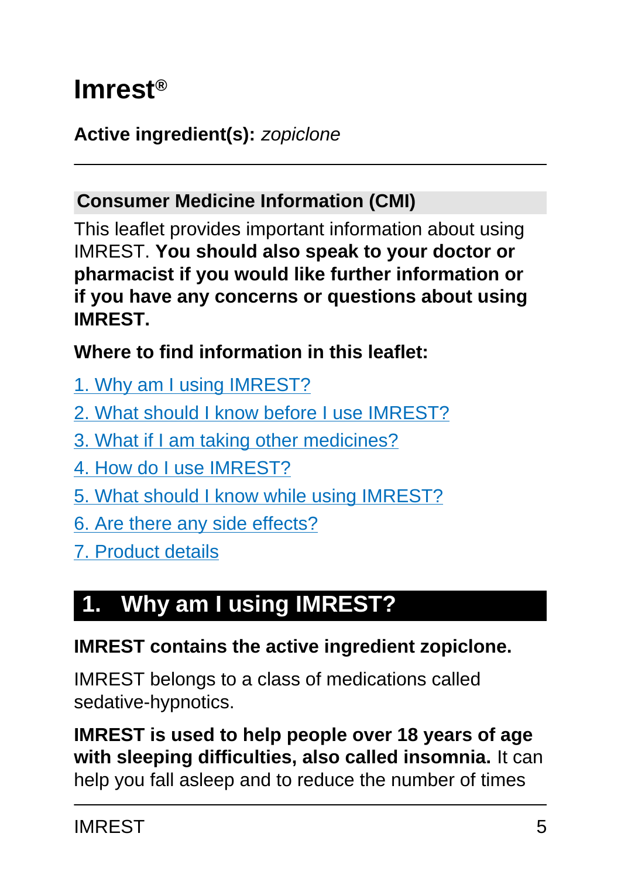# Imrest®

**Active ingredient(s):** *zopiclone*

---

## Consumer Medicine Information (CMI)

This leaflet provides important information about using IMREST. **You should also speak to your doctor or pharmacist if you would like further information or if you have any concerns or questions about using IMREST.**

**Where to find information in this leaflet:**

1. Why am I using IMREST?
2. What should I know before I use IMREST?
3. What if I am taking other medicines?
4. How do I use IMREST?
5. What should I know while using IMREST?
6. Are there any side effects?
7. Product details

## 1. Why am I using IMREST?

**IMREST contains the active ingredient zopiclone.**

IMREST belongs to a class of medications called sedative-hypnotics.

**IMREST is used to help people over 18 years of age with sleeping difficulties, also called insomnia.** It can help you fall asleep and to reduce the number of times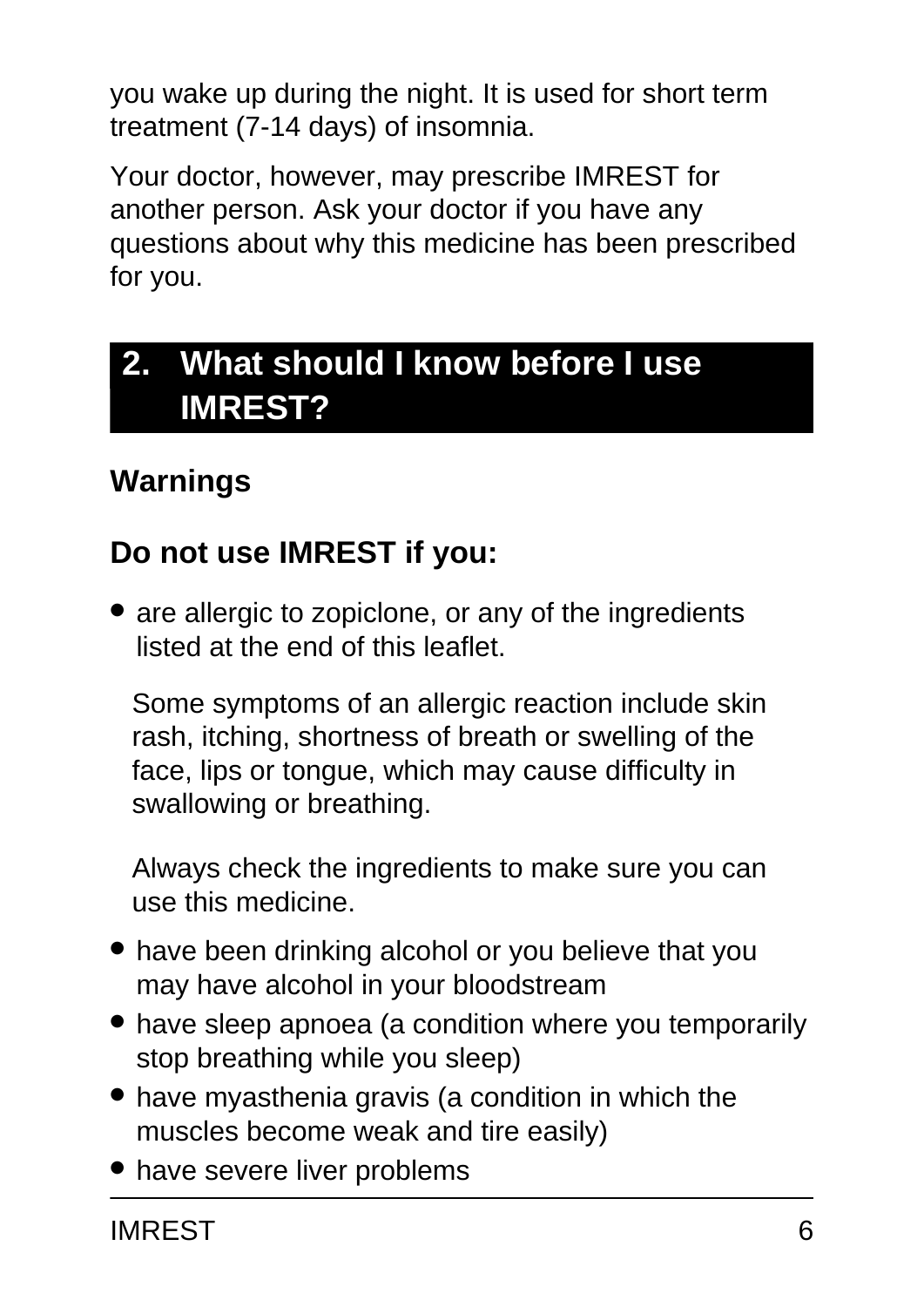you wake up during the night. It is used for short term treatment (7-14 days) of insomnia.

Your doctor, however, may prescribe IMREST for another person. Ask your doctor if you have any questions about why this medicine has been prescribed for you.

## 2. What should I know before I use IMREST?

### Warnings

### Do not use IMREST if you:

- are allergic to zopiclone, or any of the ingredients listed at the end of this leaflet.

  Some symptoms of an allergic reaction include skin rash, itching, shortness of breath or swelling of the face, lips or tongue, which may cause difficulty in swallowing or breathing.

  Always check the ingredients to make sure you can use this medicine.
- have been drinking alcohol or you believe that you may have alcohol in your bloodstream
- have sleep apnoea (a condition where you temporarily stop breathing while you sleep)
- have myasthenia gravis (a condition in which the muscles become weak and tire easily)
- have severe liver problems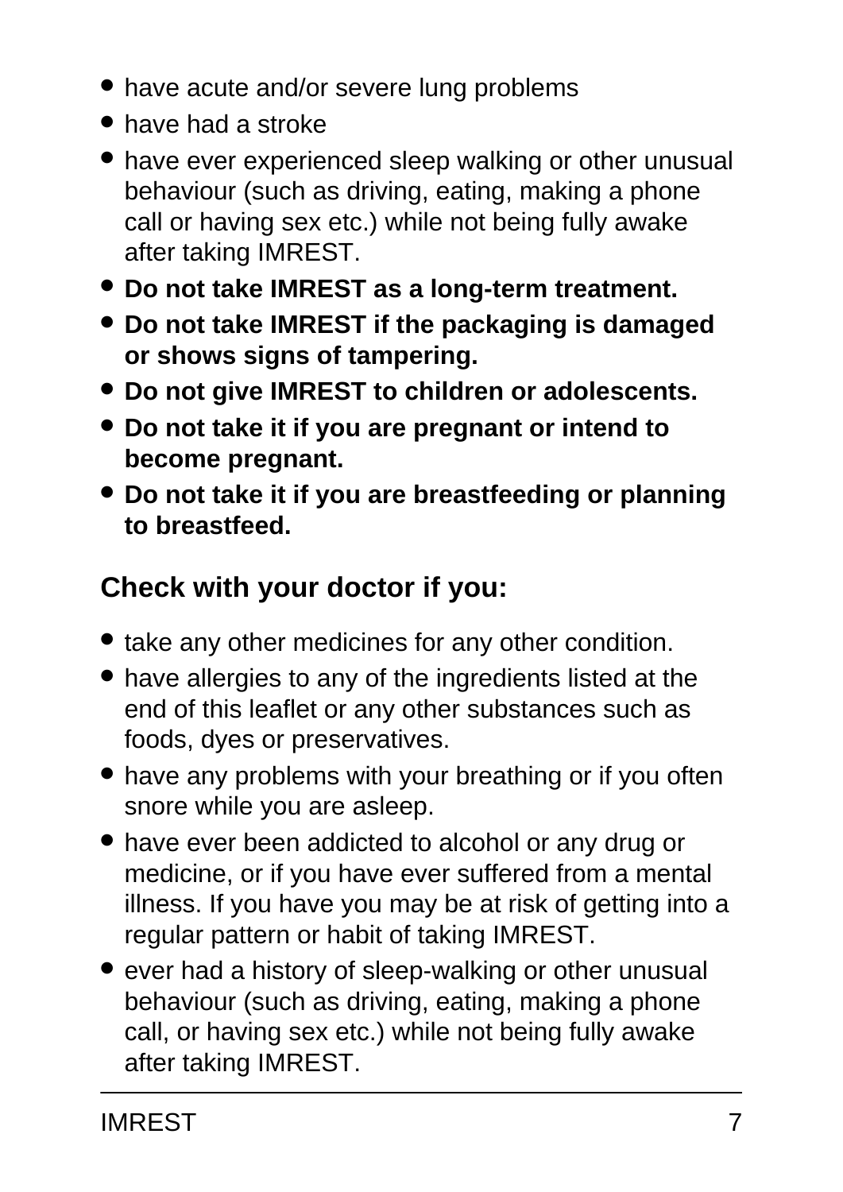- have acute and/or severe lung problems
- have had a stroke
- have ever experienced sleep walking or other unusual behaviour (such as driving, eating, making a phone call or having sex etc.) while not being fully awake after taking IMREST.
- **Do not take IMREST as a long-term treatment.**
- **Do not take IMREST if the packaging is damaged or shows signs of tampering.**
- **Do not give IMREST to children or adolescents.**
- **Do not take it if you are pregnant or intend to become pregnant.**
- **Do not take it if you are breastfeeding or planning to breastfeed.**

## Check with your doctor if you:

- take any other medicines for any other condition.
- have allergies to any of the ingredients listed at the end of this leaflet or any other substances such as foods, dyes or preservatives.
- have any problems with your breathing or if you often snore while you are asleep.
- have ever been addicted to alcohol or any drug or medicine, or if you have ever suffered from a mental illness. If you have you may be at risk of getting into a regular pattern or habit of taking IMREST.
- ever had a history of sleep-walking or other unusual behaviour (such as driving, eating, making a phone call, or having sex etc.) while not being fully awake after taking IMREST.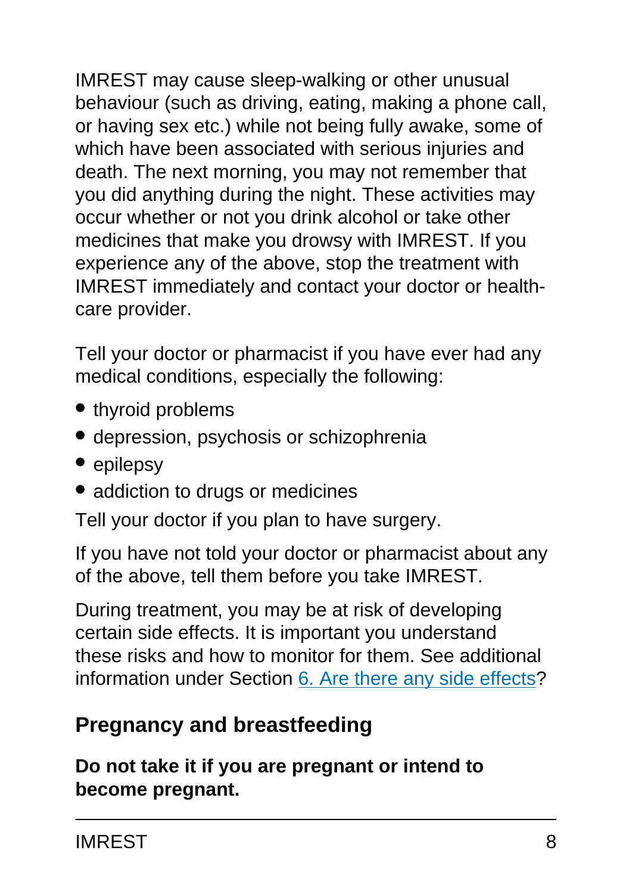IMREST may cause sleep-walking or other unusual behaviour (such as driving, eating, making a phone call, or having sex etc.) while not being fully awake, some of which have been associated with serious injuries and death. The next morning, you may not remember that you did anything during the night. These activities may occur whether or not you drink alcohol or take other medicines that make you drowsy with IMREST. If you experience any of the above, stop the treatment with IMREST immediately and contact your doctor or health-care provider.

Tell your doctor or pharmacist if you have ever had any medical conditions, especially the following:

- thyroid problems
- depression, psychosis or schizophrenia
- epilepsy
- addiction to drugs or medicines

Tell your doctor if you plan to have surgery.

If you have not told your doctor or pharmacist about any of the above, tell them before you take IMREST.

During treatment, you may be at risk of developing certain side effects. It is important you understand these risks and how to monitor for them. See additional information under Section 6. Are there any side effects?

## Pregnancy and breastfeeding

**Do not take it if you are pregnant or intend to become pregnant.**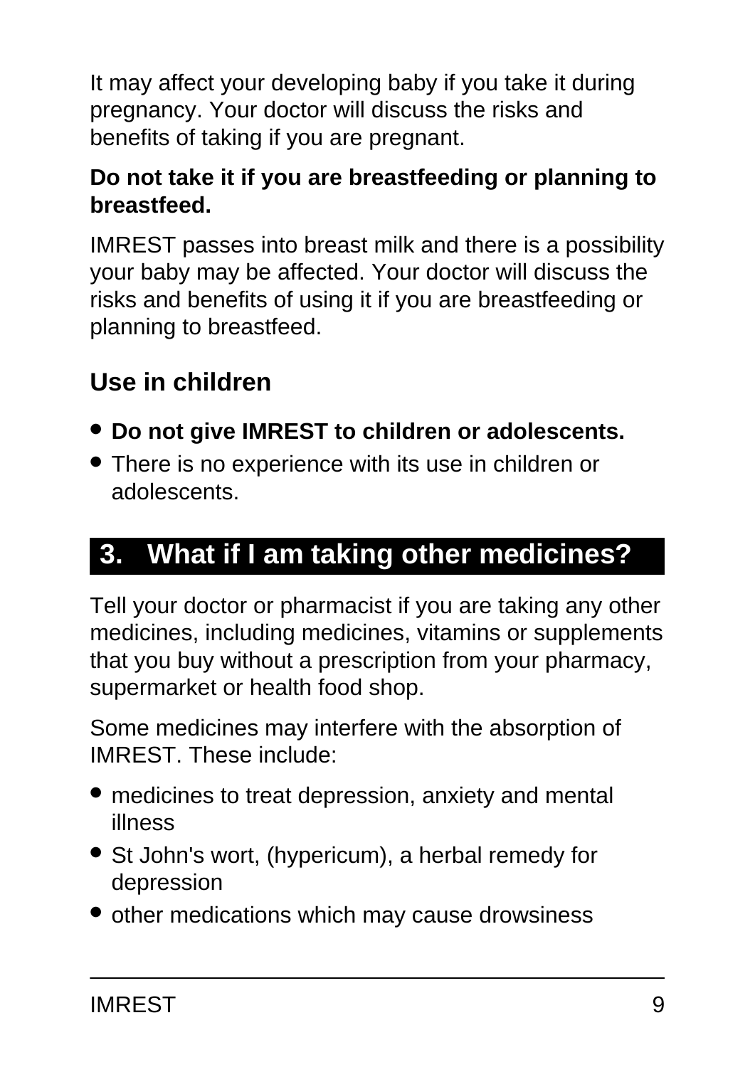It may affect your developing baby if you take it during pregnancy. Your doctor will discuss the risks and benefits of taking if you are pregnant.

**Do not take it if you are breastfeeding or planning to breastfeed.**

IMREST passes into breast milk and there is a possibility your baby may be affected. Your doctor will discuss the risks and benefits of using it if you are breastfeeding or planning to breastfeed.

### Use in children

- **Do not give IMREST to children or adolescents.**
- There is no experience with its use in children or adolescents.

## 3. What if I am taking other medicines?

Tell your doctor or pharmacist if you are taking any other medicines, including medicines, vitamins or supplements that you buy without a prescription from your pharmacy, supermarket or health food shop.

Some medicines may interfere with the absorption of IMREST. These include:

- medicines to treat depression, anxiety and mental illness
- St John's wort, (hypericum), a herbal remedy for depression
- other medications which may cause drowsiness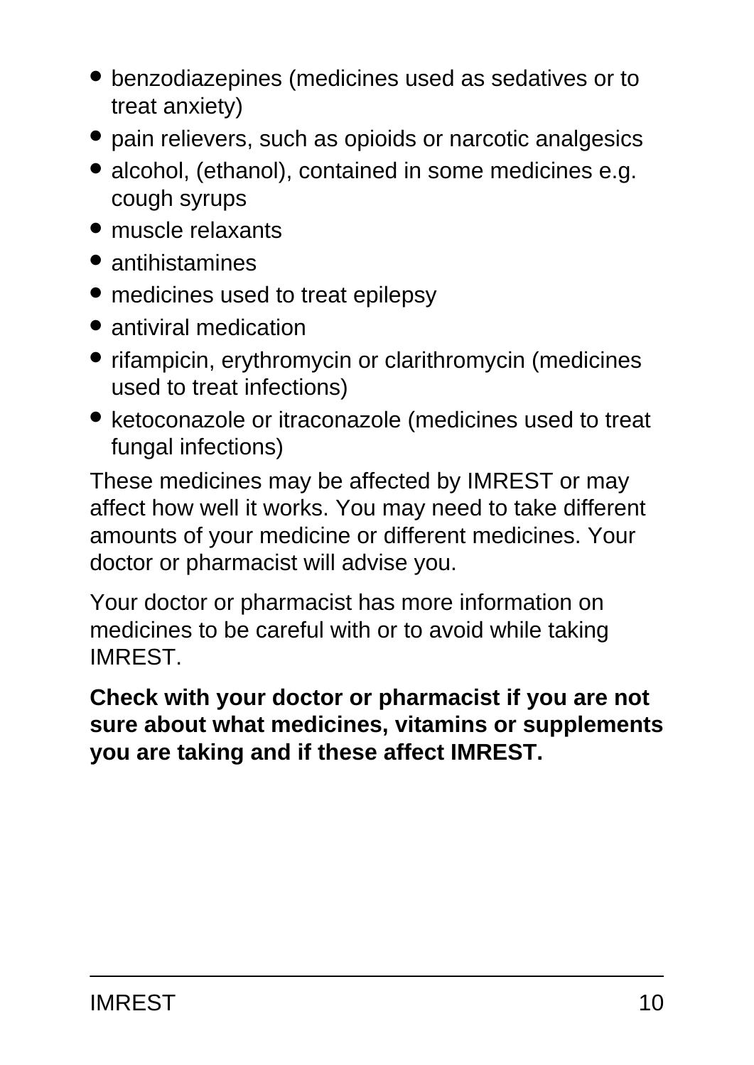- benzodiazepines (medicines used as sedatives or to treat anxiety)
- pain relievers, such as opioids or narcotic analgesics
- alcohol, (ethanol), contained in some medicines e.g. cough syrups
- muscle relaxants
- antihistamines
- medicines used to treat epilepsy
- antiviral medication
- rifampicin, erythromycin or clarithromycin (medicines used to treat infections)
- ketoconazole or itraconazole (medicines used to treat fungal infections)

These medicines may be affected by IMREST or may affect how well it works. You may need to take different amounts of your medicine or different medicines. Your doctor or pharmacist will advise you.

Your doctor or pharmacist has more information on medicines to be careful with or to avoid while taking IMREST.

**Check with your doctor or pharmacist if you are not sure about what medicines, vitamins or supplements you are taking and if these affect IMREST.**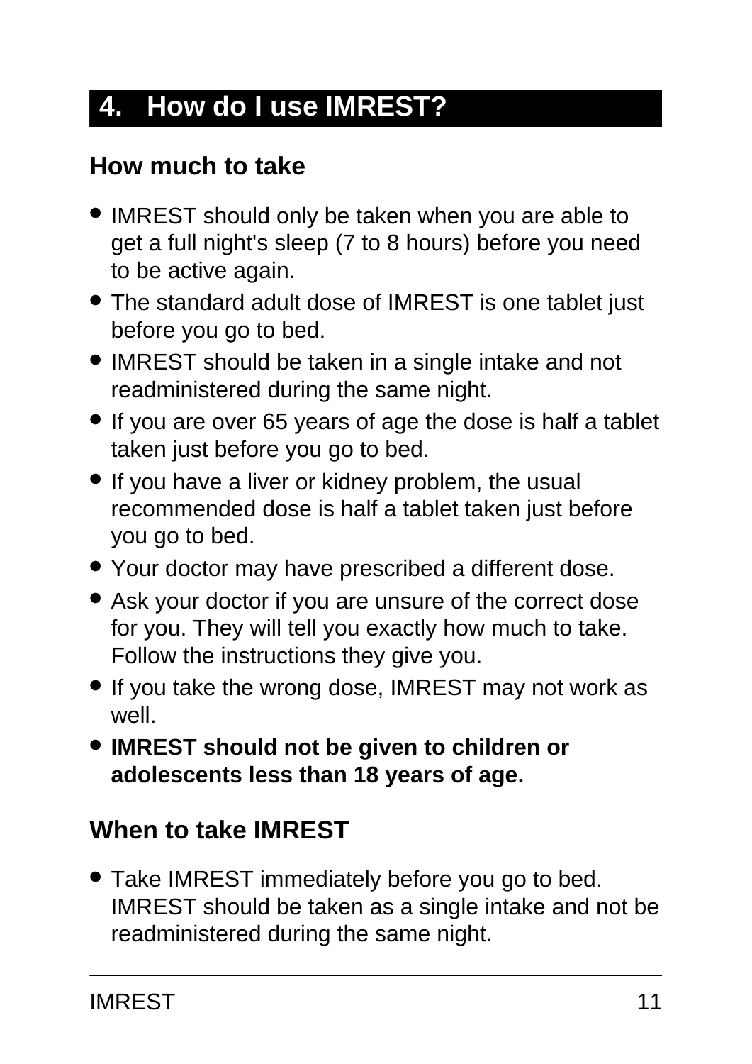## 4. How do I use IMREST?

### How much to take

- IMREST should only be taken when you are able to get a full night's sleep (7 to 8 hours) before you need to be active again.
- The standard adult dose of IMREST is one tablet just before you go to bed.
- IMREST should be taken in a single intake and not readministered during the same night.
- If you are over 65 years of age the dose is half a tablet taken just before you go to bed.
- If you have a liver or kidney problem, the usual recommended dose is half a tablet taken just before you go to bed.
- Your doctor may have prescribed a different dose.
- Ask your doctor if you are unsure of the correct dose for you. They will tell you exactly how much to take. Follow the instructions they give you.
- If you take the wrong dose, IMREST may not work as well.
- **IMREST should not be given to children or adolescents less than 18 years of age.**

### When to take IMREST

- Take IMREST immediately before you go to bed. IMREST should be taken as a single intake and not be readministered during the same night.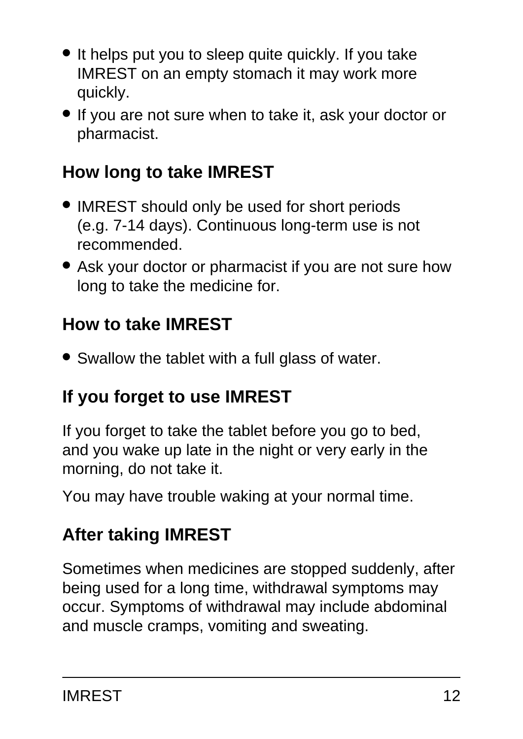- It helps put you to sleep quite quickly. If you take IMREST on an empty stomach it may work more quickly.
- If you are not sure when to take it, ask your doctor or pharmacist.

## How long to take IMREST

- IMREST should only be used for short periods (e.g. 7-14 days). Continuous long-term use is not recommended.
- Ask your doctor or pharmacist if you are not sure how long to take the medicine for.

## How to take IMREST

- Swallow the tablet with a full glass of water.

## If you forget to use IMREST

If you forget to take the tablet before you go to bed, and you wake up late in the night or very early in the morning, do not take it.

You may have trouble waking at your normal time.

## After taking IMREST

Sometimes when medicines are stopped suddenly, after being used for a long time, withdrawal symptoms may occur. Symptoms of withdrawal may include abdominal and muscle cramps, vomiting and sweating.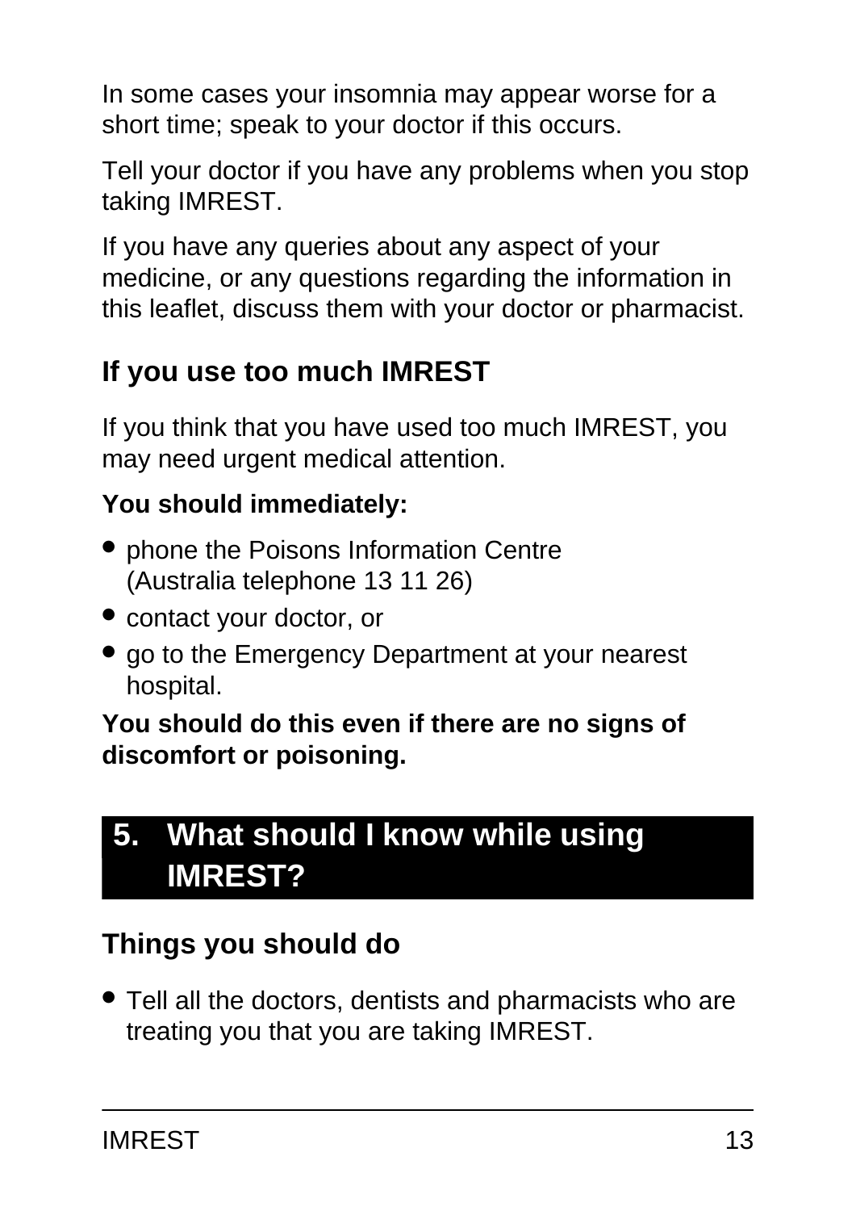In some cases your insomnia may appear worse for a short time; speak to your doctor if this occurs.

Tell your doctor if you have any problems when you stop taking IMREST.

If you have any queries about any aspect of your medicine, or any questions regarding the information in this leaflet, discuss them with your doctor or pharmacist.

### If you use too much IMREST

If you think that you have used too much IMREST, you may need urgent medical attention.

**You should immediately:**

- phone the Poisons Information Centre (Australia telephone 13 11 26)
- contact your doctor, or
- go to the Emergency Department at your nearest hospital.

**You should do this even if there are no signs of discomfort or poisoning.**

## 5. What should I know while using IMREST?

### Things you should do

- Tell all the doctors, dentists and pharmacists who are treating you that you are taking IMREST.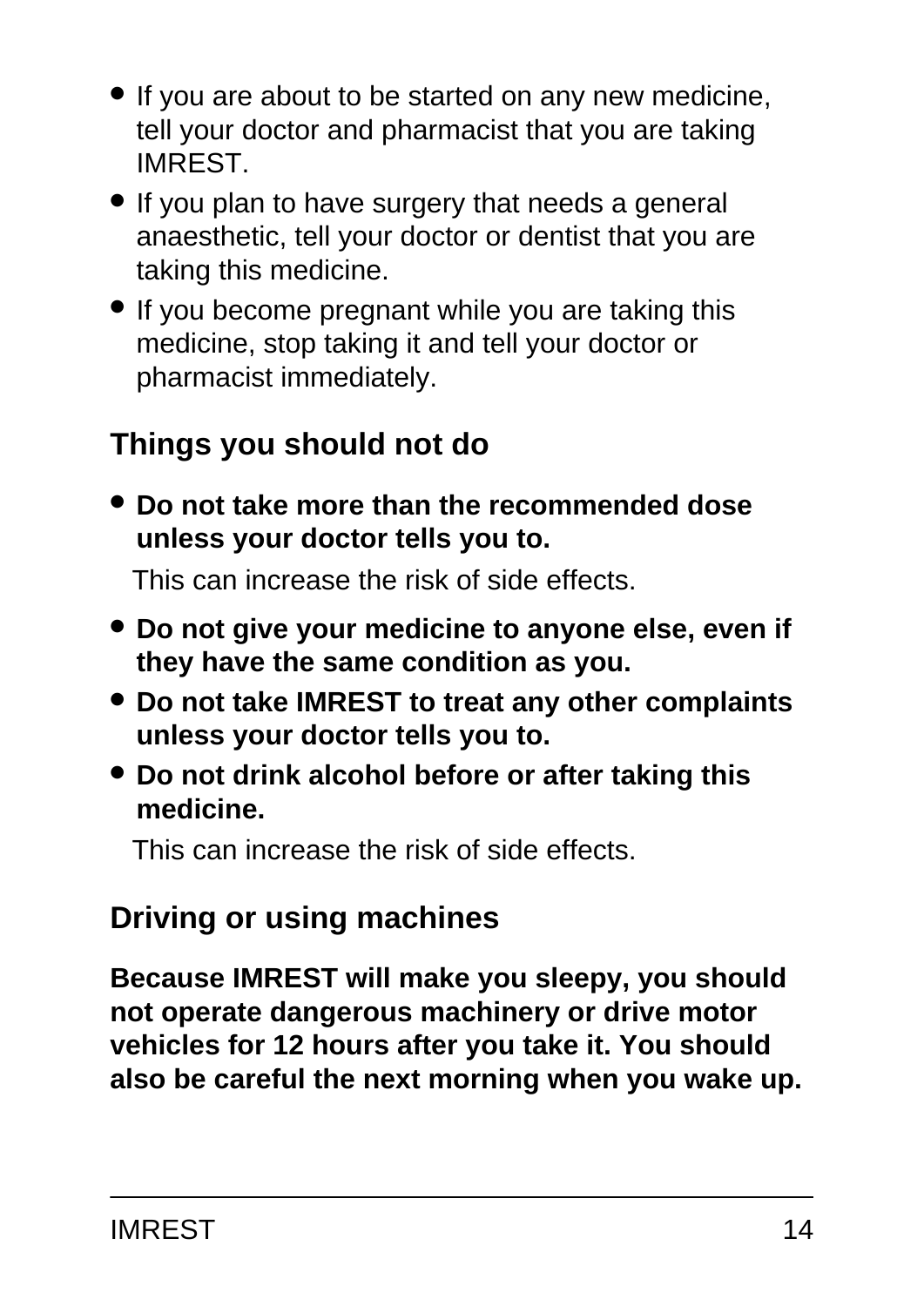- If you are about to be started on any new medicine, tell your doctor and pharmacist that you are taking IMREST.
- If you plan to have surgery that needs a general anaesthetic, tell your doctor or dentist that you are taking this medicine.
- If you become pregnant while you are taking this medicine, stop taking it and tell your doctor or pharmacist immediately.

## Things you should not do

- **Do not take more than the recommended dose unless your doctor tells you to.**

  This can increase the risk of side effects.

- **Do not give your medicine to anyone else, even if they have the same condition as you.**
- **Do not take IMREST to treat any other complaints unless your doctor tells you to.**
- **Do not drink alcohol before or after taking this medicine.**

  This can increase the risk of side effects.

## Driving or using machines

**Because IMREST will make you sleepy, you should not operate dangerous machinery or drive motor vehicles for 12 hours after you take it. You should also be careful the next morning when you wake up.**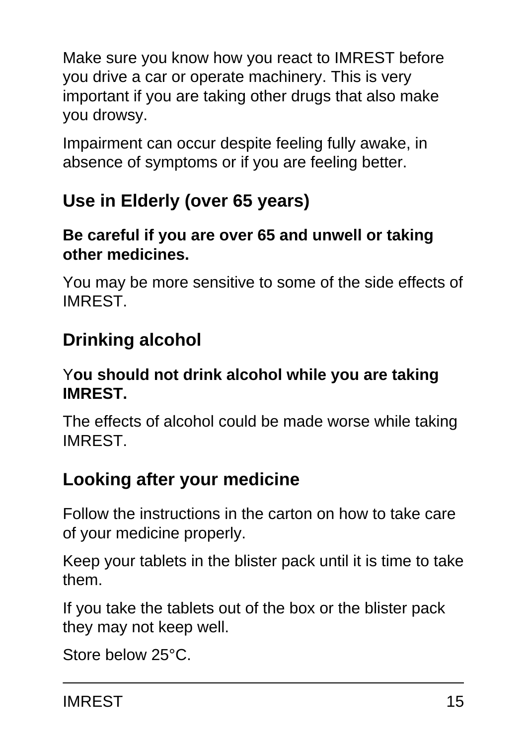Make sure you know how you react to IMREST before you drive a car or operate machinery. This is very important if you are taking other drugs that also make you drowsy.

Impairment can occur despite feeling fully awake, in absence of symptoms or if you are feeling better.

## Use in Elderly (over 65 years)

**Be careful if you are over 65 and unwell or taking other medicines.**

You may be more sensitive to some of the side effects of IMREST.

## Drinking alcohol

Y**ou should not drink alcohol while you are taking IMREST.**

The effects of alcohol could be made worse while taking IMREST.

## Looking after your medicine

Follow the instructions in the carton on how to take care of your medicine properly.

Keep your tablets in the blister pack until it is time to take them.

If you take the tablets out of the box or the blister pack they may not keep well.

Store below 25°C.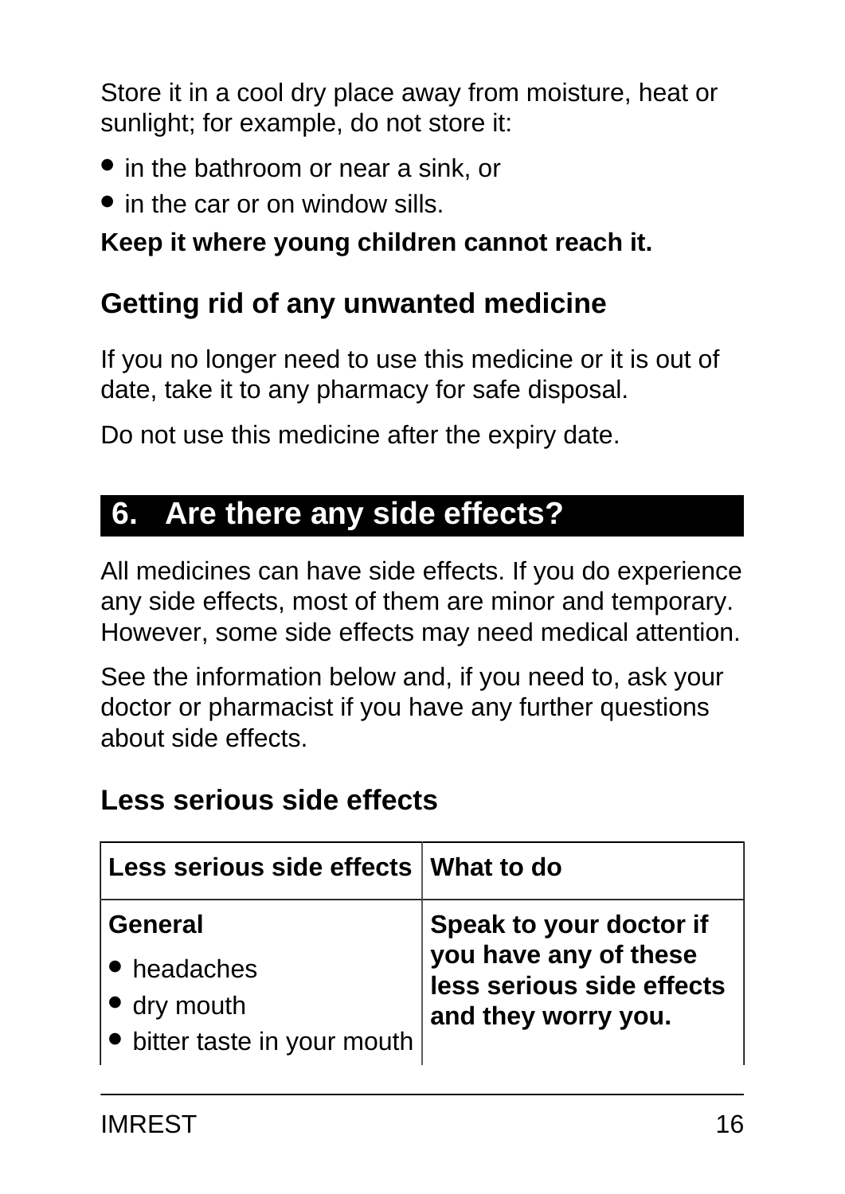Store it in a cool dry place away from moisture, heat or sunlight; for example, do not store it:

- in the bathroom or near a sink, or
- in the car or on window sills.

**Keep it where young children cannot reach it.**

### Getting rid of any unwanted medicine

If you no longer need to use this medicine or it is out of date, take it to any pharmacy for safe disposal.

Do not use this medicine after the expiry date.

## 6. Are there any side effects?

All medicines can have side effects. If you do experience any side effects, most of them are minor and temporary. However, some side effects may need medical attention.

See the information below and, if you need to, ask your doctor or pharmacist if you have any further questions about side effects.

### Less serious side effects

| Less serious side effects | What to do |
|---|---|
| **General**<br>• headaches<br>• dry mouth<br>• bitter taste in your mouth | **Speak to your doctor if you have any of these less serious side effects and they worry you.** |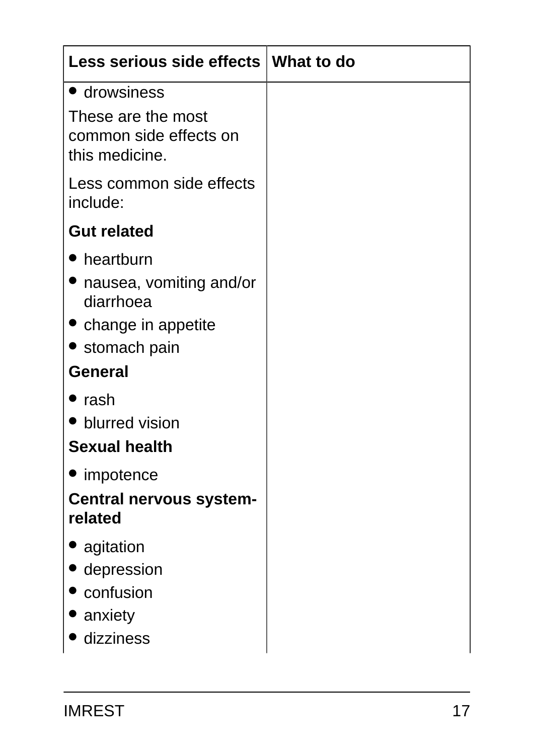| Less serious side effects | What to do |
| --- | --- |
| • drowsiness<br><br>These are the most common side effects on this medicine.<br><br>Less common side effects include:<br><br>**Gut related**<br><br>• heartburn<br>• nausea, vomiting and/or diarrhoea<br>• change in appetite<br>• stomach pain<br><br>**General**<br><br>• rash<br>• blurred vision<br><br>**Sexual health**<br><br>• impotence<br><br>**Central nervous system-related**<br><br>• agitation<br>• depression<br>• confusion<br>• anxiety<br>• dizziness | |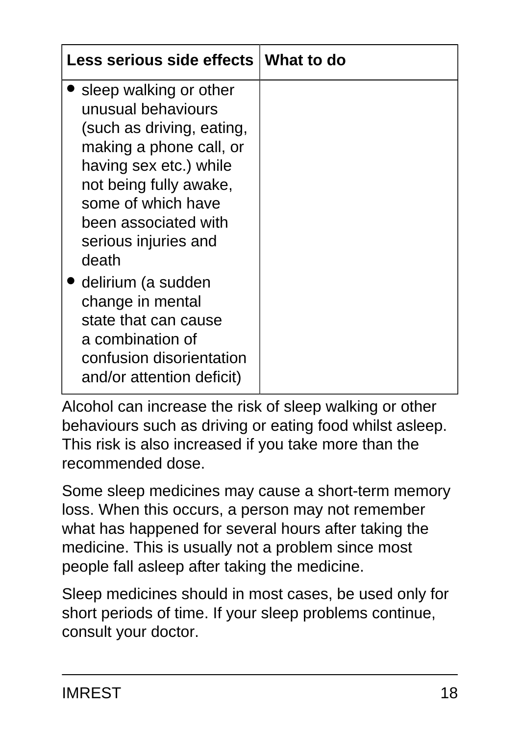| Less serious side effects | What to do |
| --- | --- |
| • sleep walking or other unusual behaviours (such as driving, eating, making a phone call, or having sex etc.) while not being fully awake, some of which have been associated with serious injuries and death<br>• delirium (a sudden change in mental state that can cause a combination of confusion disorientation and/or attention deficit) | |

Alcohol can increase the risk of sleep walking or other behaviours such as driving or eating food whilst asleep. This risk is also increased if you take more than the recommended dose.

Some sleep medicines may cause a short-term memory loss. When this occurs, a person may not remember what has happened for several hours after taking the medicine. This is usually not a problem since most people fall asleep after taking the medicine.

Sleep medicines should in most cases, be used only for short periods of time. If your sleep problems continue, consult your doctor.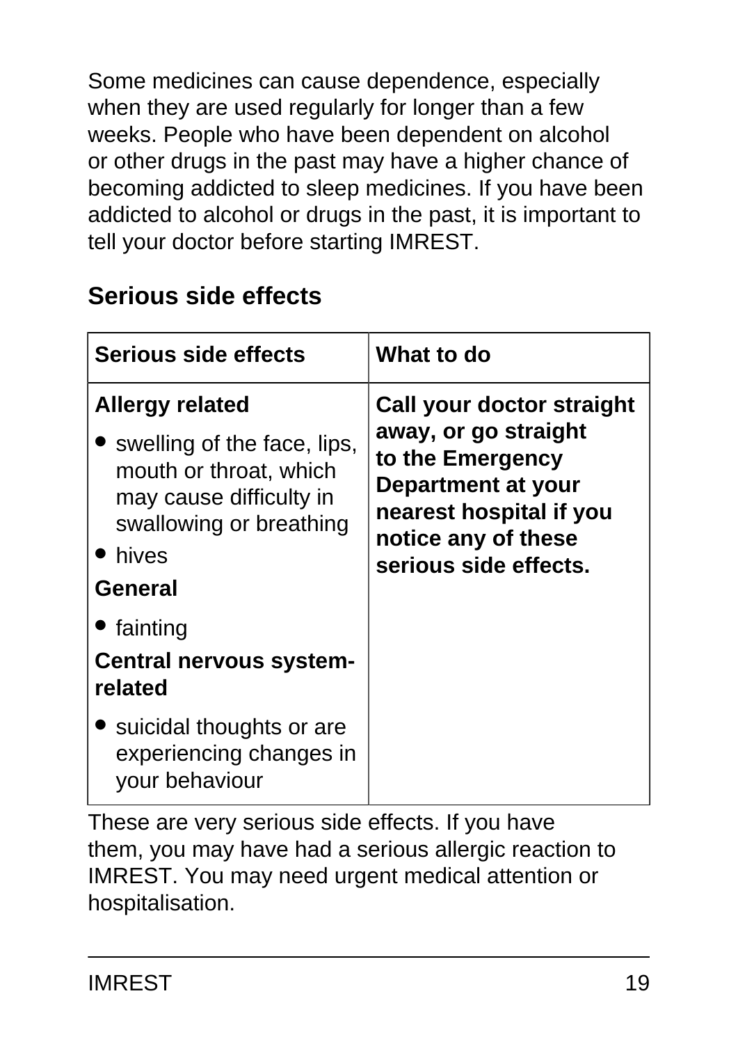Some medicines can cause dependence, especially when they are used regularly for longer than a few weeks. People who have been dependent on alcohol or other drugs in the past may have a higher chance of becoming addicted to sleep medicines. If you have been addicted to alcohol or drugs in the past, it is important to tell your doctor before starting IMREST.

## Serious side effects

| Serious side effects | What to do |
|---|---|
| **Allergy related**<br>• swelling of the face, lips, mouth or throat, which may cause difficulty in swallowing or breathing<br>• hives<br>**General**<br>• fainting<br>**Central nervous system-related**<br>• suicidal thoughts or are experiencing changes in your behaviour | **Call your doctor straight away, or go straight to the Emergency Department at your nearest hospital if you notice any of these serious side effects.** |

These are very serious side effects. If you have them, you may have had a serious allergic reaction to IMREST. You may need urgent medical attention or hospitalisation.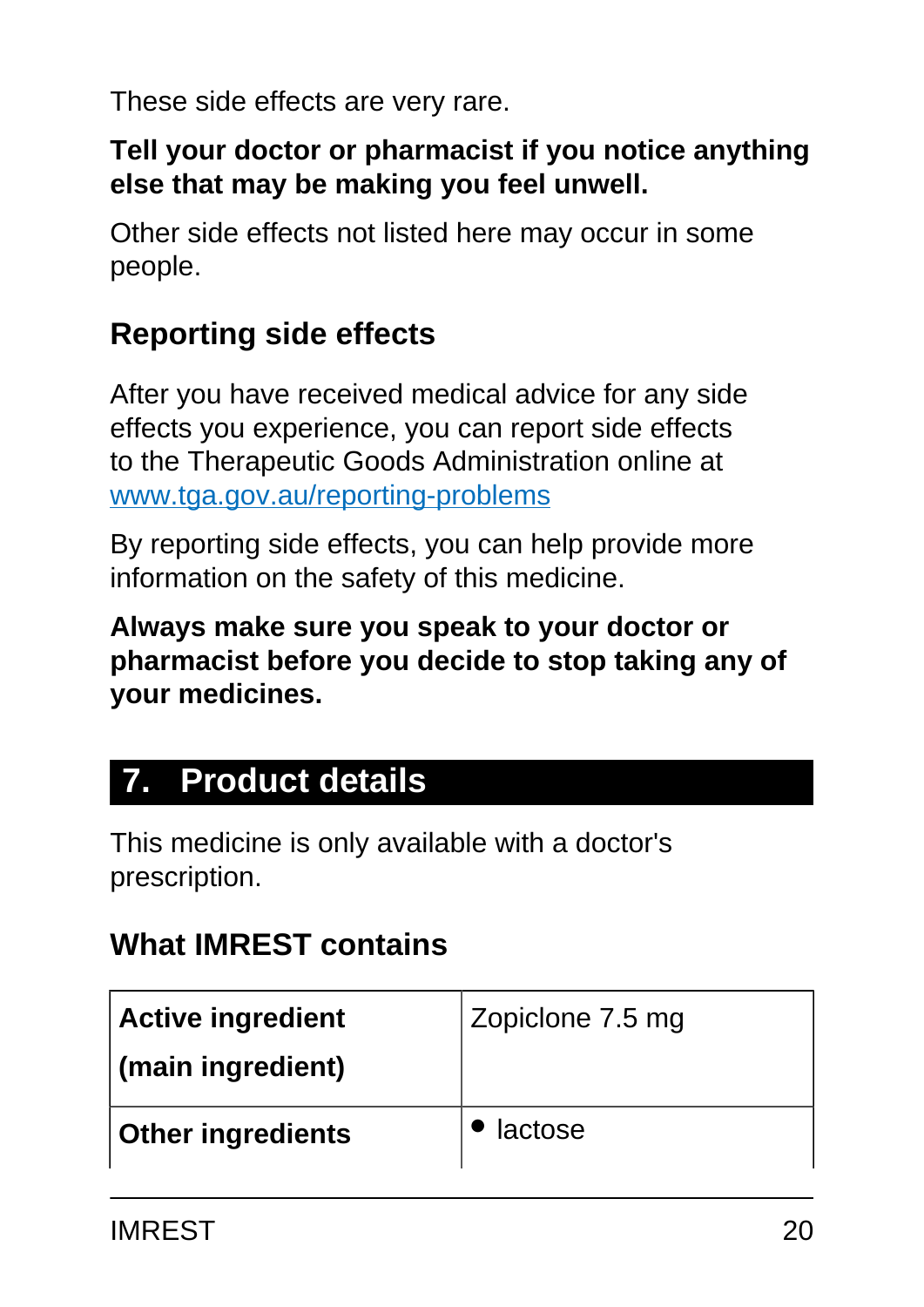These side effects are very rare.

**Tell your doctor or pharmacist if you notice anything else that may be making you feel unwell.**

Other side effects not listed here may occur in some people.

## Reporting side effects

After you have received medical advice for any side effects you experience, you can report side effects to the Therapeutic Goods Administration online at [www.tga.gov.au/reporting-problems](http://www.tga.gov.au/reporting-problems)

By reporting side effects, you can help provide more information on the safety of this medicine.

**Always make sure you speak to your doctor or pharmacist before you decide to stop taking any of your medicines.**

# 7. Product details

This medicine is only available with a doctor's prescription.

## What IMREST contains

| | |
|---|---|
| **Active ingredient (main ingredient)** | Zopiclone 7.5 mg |
| **Other ingredients** | • lactose |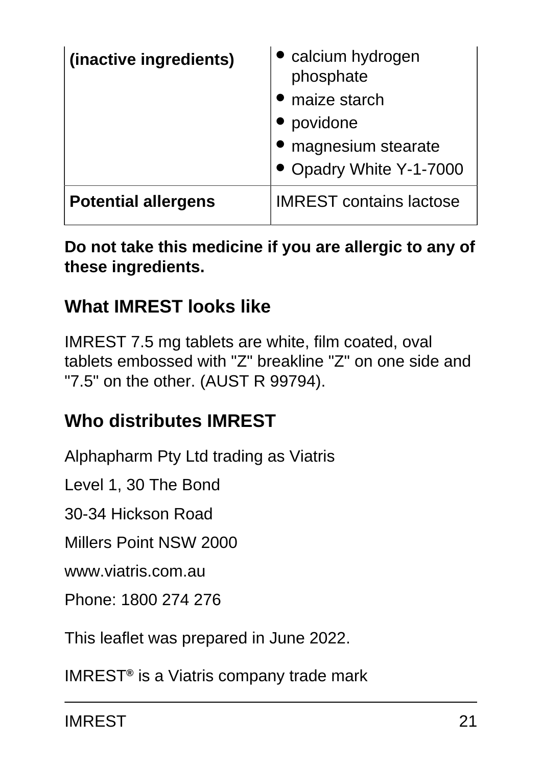| | |
|---|---|
| **(inactive ingredients)** | • calcium hydrogen phosphate<br>• maize starch<br>• povidone<br>• magnesium stearate<br>• Opadry White Y-1-7000 |
| **Potential allergens** | IMREST contains lactose |

**Do not take this medicine if you are allergic to any of these ingredients.**

## What IMREST looks like

IMREST 7.5 mg tablets are white, film coated, oval tablets embossed with "Z" breakline "Z" on one side and "7.5" on the other. (AUST R 99794).

## Who distributes IMREST

Alphapharm Pty Ltd trading as Viatris

Level 1, 30 The Bond

30-34 Hickson Road

Millers Point NSW 2000

www.viatris.com.au

Phone: 1800 274 276

This leaflet was prepared in June 2022.

IMREST® is a Viatris company trade mark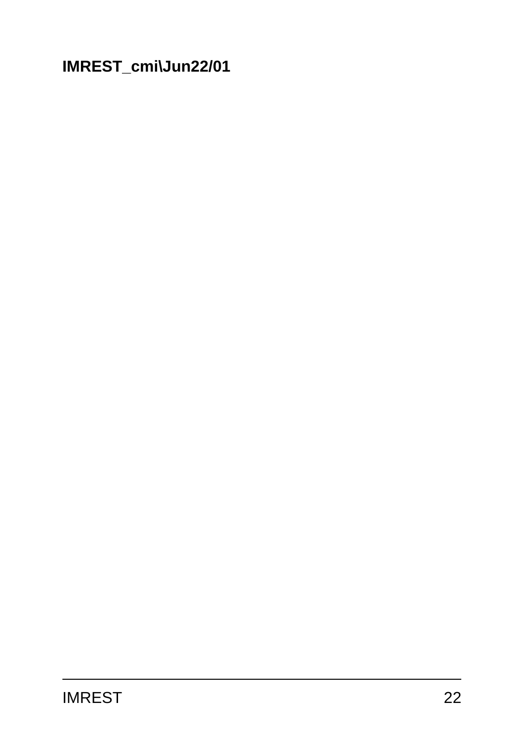**IMREST_cmi\Jun22/01**